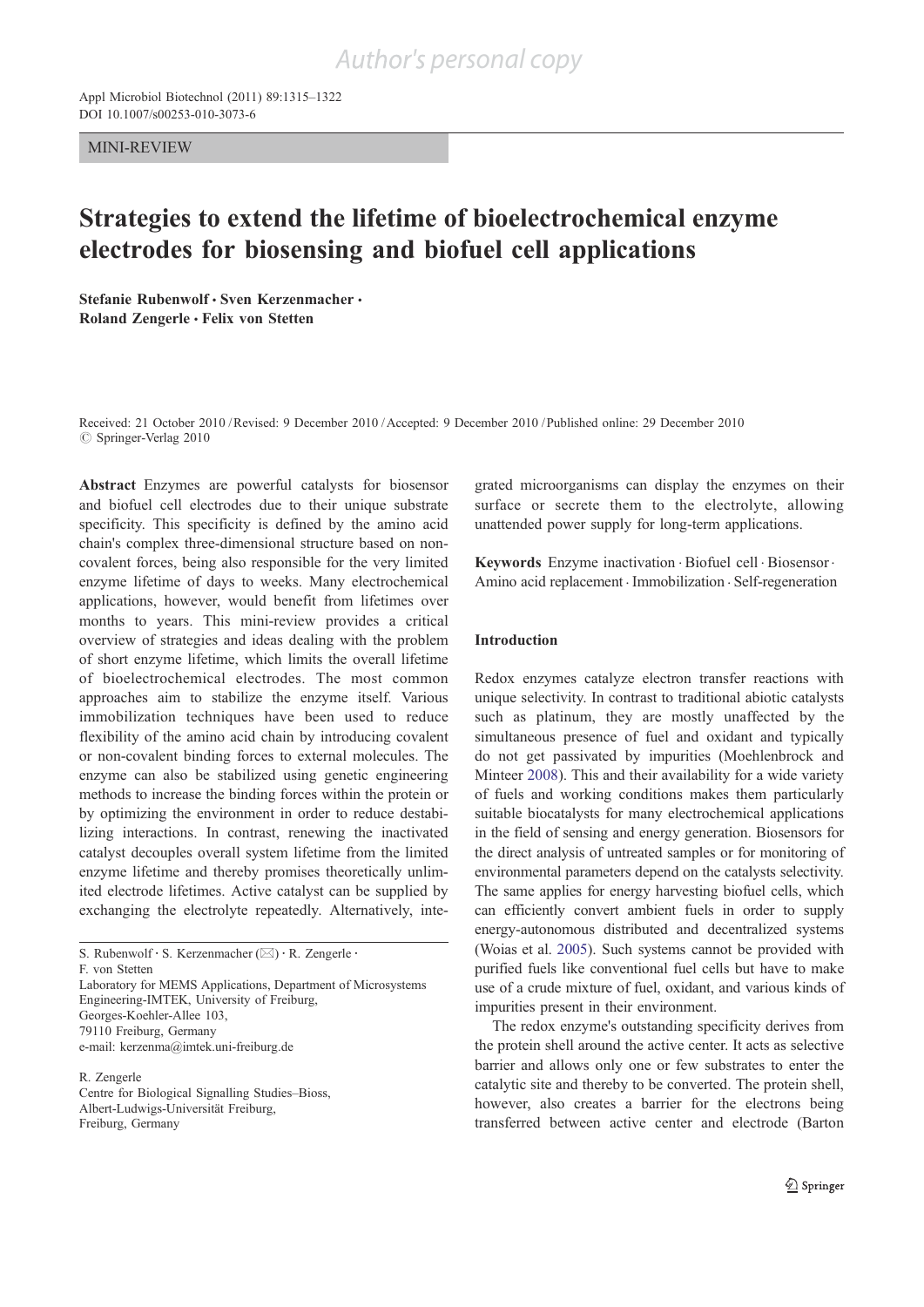MINI-REVIEW

# Strategies to extend the lifetime of bioelectrochemical enzyme electrodes for biosensing and biofuel cell applications

**Stefanie Rubenwolf · Sven Kerzenmacher · Roland Zengerle · Felix von Stetten**

Received: 21 October 2010 / Revised: 9 December 2010 / Accepted: 9 December 2010 / Published online: 29 December 2010
© Springer-Verlag 2010

**Abstract** Enzymes are powerful catalysts for biosensor and biofuel cell electrodes due to their unique substrate specificity. This specificity is defined by the amino acid chain's complex three-dimensional structure based on non-covalent forces, being also responsible for the very limited enzyme lifetime of days to weeks. Many electrochemical applications, however, would benefit from lifetimes over months to years. This mini-review provides a critical overview of strategies and ideas dealing with the problem of short enzyme lifetime, which limits the overall lifetime of bioelectrochemical electrodes. The most common approaches aim to stabilize the enzyme itself. Various immobilization techniques have been used to reduce flexibility of the amino acid chain by introducing covalent or non-covalent binding forces to external molecules. The enzyme can also be stabilized using genetic engineering methods to increase the binding forces within the protein or by optimizing the environment in order to reduce destabilizing interactions. In contrast, renewing the inactivated catalyst decouples overall system lifetime from the limited enzyme lifetime and thereby promises theoretically unlimited electrode lifetimes. Active catalyst can be supplied by exchanging the electrolyte repeatedly. Alternatively, integrated microorganisms can display the enzymes on their surface or secrete them to the electrolyte, allowing unattended power supply for long-term applications.

**Keywords** Enzyme inactivation · Biofuel cell · Biosensor · Amino acid replacement · Immobilization · Self-regeneration

S. Rubenwolf · S. Kerzenmacher (✉) · R. Zengerle · F. von Stetten
Laboratory for MEMS Applications, Department of Microsystems Engineering-IMTEK, University of Freiburg,
Georges-Koehler-Allee 103,
79110 Freiburg, Germany
e-mail: kerzenma@imtek.uni-freiburg.de

R. Zengerle
Centre for Biological Signalling Studies–Bioss,
Albert-Ludwigs-Universität Freiburg,
Freiburg, Germany

## Introduction

Redox enzymes catalyze electron transfer reactions with unique selectivity. In contrast to traditional abiotic catalysts such as platinum, they are mostly unaffected by the simultaneous presence of fuel and oxidant and typically do not get passivated by impurities (Moehlenbrock and Minteer 2008). This and their availability for a wide variety of fuels and working conditions makes them particularly suitable biocatalysts for many electrochemical applications in the field of sensing and energy generation. Biosensors for the direct analysis of untreated samples or for monitoring of environmental parameters depend on the catalysts selectivity. The same applies for energy harvesting biofuel cells, which can efficiently convert ambient fuels in order to supply energy-autonomous distributed and decentralized systems (Woias et al. 2005). Such systems cannot be provided with purified fuels like conventional fuel cells but have to make use of a crude mixture of fuel, oxidant, and various kinds of impurities present in their environment.

The redox enzyme's outstanding specificity derives from the protein shell around the active center. It acts as selective barrier and allows only one or few substrates to enter the catalytic site and thereby to be converted. The protein shell, however, also creates a barrier for the electrons being transferred between active center and electrode (Barton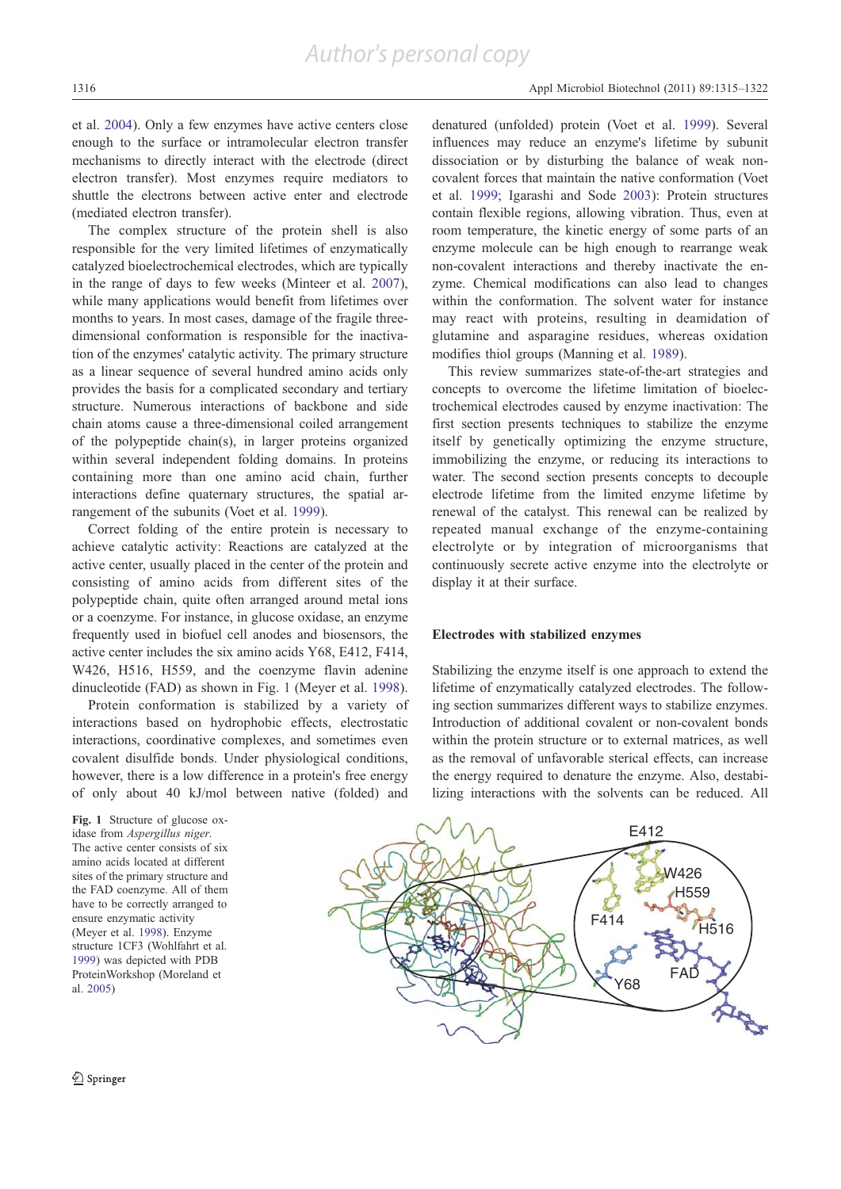et al. 2004). Only a few enzymes have active centers close enough to the surface or intramolecular electron transfer mechanisms to directly interact with the electrode (direct electron transfer). Most enzymes require mediators to shuttle the electrons between active enter and electrode (mediated electron transfer).

The complex structure of the protein shell is also responsible for the very limited lifetimes of enzymatically catalyzed bioelectrochemical electrodes, which are typically in the range of days to few weeks (Minteer et al. 2007), while many applications would benefit from lifetimes over months to years. In most cases, damage of the fragile three-dimensional conformation is responsible for the inactivation of the enzymes' catalytic activity. The primary structure as a linear sequence of several hundred amino acids only provides the basis for a complicated secondary and tertiary structure. Numerous interactions of backbone and side chain atoms cause a three-dimensional coiled arrangement of the polypeptide chain(s), in larger proteins organized within several independent folding domains. In proteins containing more than one amino acid chain, further interactions define quaternary structures, the spatial arrangement of the subunits (Voet et al. 1999).

Correct folding of the entire protein is necessary to achieve catalytic activity: Reactions are catalyzed at the active center, usually placed in the center of the protein and consisting of amino acids from different sites of the polypeptide chain, quite often arranged around metal ions or a coenzyme. For instance, in glucose oxidase, an enzyme frequently used in biofuel cell anodes and biosensors, the active center includes the six amino acids Y68, E412, F414, W426, H516, H559, and the coenzyme flavin adenine dinucleotide (FAD) as shown in Fig. 1 (Meyer et al. 1998).

Protein conformation is stabilized by a variety of interactions based on hydrophobic effects, electrostatic interactions, coordinative complexes, and sometimes even covalent disulfide bonds. Under physiological conditions, however, there is a low difference in a protein's free energy of only about 40 kJ/mol between native (folded) and denatured (unfolded) protein (Voet et al. 1999). Several influences may reduce an enzyme's lifetime by subunit dissociation or by disturbing the balance of weak non-covalent forces that maintain the native conformation (Voet et al. 1999; Igarashi and Sode 2003): Protein structures contain flexible regions, allowing vibration. Thus, even at room temperature, the kinetic energy of some parts of an enzyme molecule can be high enough to rearrange weak non-covalent interactions and thereby inactivate the enzyme. Chemical modifications can also lead to changes within the conformation. The solvent water for instance may react with proteins, resulting in deamidation of glutamine and asparagine residues, whereas oxidation modifies thiol groups (Manning et al. 1989).

This review summarizes state-of-the-art strategies and concepts to overcome the lifetime limitation of bioelectrochemical electrodes caused by enzyme inactivation: The first section presents techniques to stabilize the enzyme itself by genetically optimizing the enzyme structure, immobilizing the enzyme, or reducing its interactions to water. The second section presents concepts to decouple electrode lifetime from the limited enzyme lifetime by renewal of the catalyst. This renewal can be realized by repeated manual exchange of the enzyme-containing electrolyte or by integration of microorganisms that continuously secrete active enzyme into the electrolyte or display it at their surface.

## Electrodes with stabilized enzymes

Stabilizing the enzyme itself is one approach to extend the lifetime of enzymatically catalyzed electrodes. The following section summarizes different ways to stabilize enzymes. Introduction of additional covalent or non-covalent bonds within the protein structure or to external matrices, as well as the removal of unfavorable sterical effects, can increase the energy required to denature the enzyme. Also, destabilizing interactions with the solvents can be reduced. All

**Fig. 1** Structure of glucose oxidase from *Aspergillus niger*. The active center consists of six amino acids located at different sites of the primary structure and the FAD coenzyme. All of them have to be correctly arranged to ensure enzymatic activity (Meyer et al. 1998). Enzyme structure 1CF3 (Wohlfahrt et al. 1999) was depicted with PDB ProteinWorkshop (Moreland et al. 2005)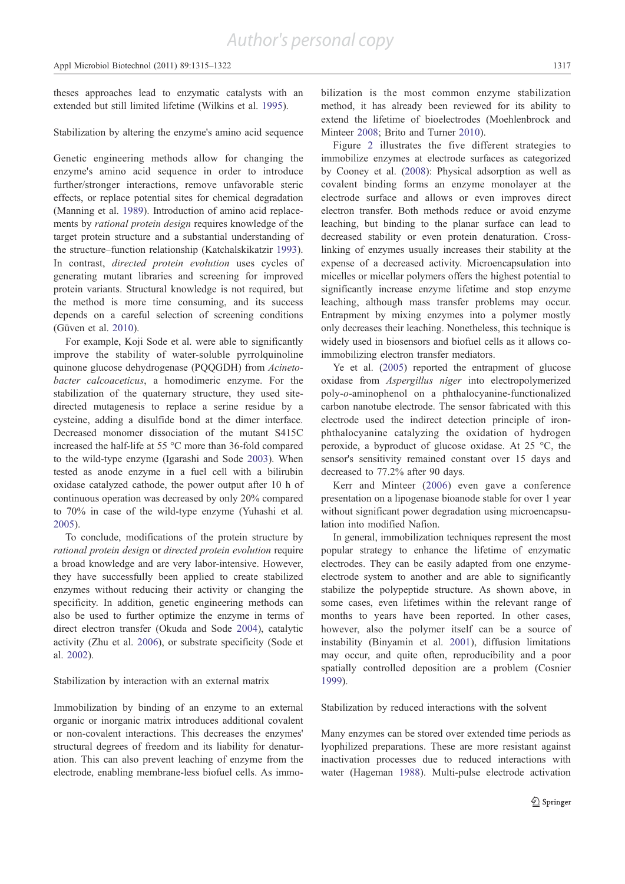theses approaches lead to enzymatic catalysts with an extended but still limited lifetime (Wilkins et al. 1995).

### Stabilization by altering the enzyme's amino acid sequence

Genetic engineering methods allow for changing the enzyme's amino acid sequence in order to introduce further/stronger interactions, remove unfavorable steric effects, or replace potential sites for chemical degradation (Manning et al. 1989). Introduction of amino acid replacements by *rational protein design* requires knowledge of the target protein structure and a substantial understanding of the structure–function relationship (Katchalskikatzir 1993). In contrast, *directed protein evolution* uses cycles of generating mutant libraries and screening for improved protein variants. Structural knowledge is not required, but the method is more time consuming, and its success depends on a careful selection of screening conditions (Güven et al. 2010).

For example, Koji Sode et al. were able to significantly improve the stability of water-soluble pyrrolquinoline quinone glucose dehydrogenase (PQQGDH) from *Acinetobacter calcoaceticus*, a homodimeric enzyme. For the stabilization of the quaternary structure, they used site-directed mutagenesis to replace a serine residue by a cysteine, adding a disulfide bond at the dimer interface. Decreased monomer dissociation of the mutant S415C increased the half-life at 55 °C more than 36-fold compared to the wild-type enzyme (Igarashi and Sode 2003). When tested as anode enzyme in a fuel cell with a bilirubin oxidase catalyzed cathode, the power output after 10 h of continuous operation was decreased by only 20% compared to 70% in case of the wild-type enzyme (Yuhashi et al. 2005).

To conclude, modifications of the protein structure by *rational protein design* or *directed protein evolution* require a broad knowledge and are very labor-intensive. However, they have successfully been applied to create stabilized enzymes without reducing their activity or changing the specificity. In addition, genetic engineering methods can also be used to further optimize the enzyme in terms of direct electron transfer (Okuda and Sode 2004), catalytic activity (Zhu et al. 2006), or substrate specificity (Sode et al. 2002).

### Stabilization by interaction with an external matrix

Immobilization by binding of an enzyme to an external organic or inorganic matrix introduces additional covalent or non-covalent interactions. This decreases the enzymes' structural degrees of freedom and its liability for denaturation. This can also prevent leaching of enzyme from the electrode, enabling membrane-less biofuel cells. As immobilization is the most common enzyme stabilization method, it has already been reviewed for its ability to extend the lifetime of bioelectrodes (Moehlenbrock and Minteer 2008; Brito and Turner 2010).

Figure 2 illustrates the five different strategies to immobilize enzymes at electrode surfaces as categorized by Cooney et al. (2008): Physical adsorption as well as covalent binding forms an enzyme monolayer at the electrode surface and allows or even improves direct electron transfer. Both methods reduce or avoid enzyme leaching, but binding to the planar surface can lead to decreased stability or even protein denaturation. Cross-linking of enzymes usually increases their stability at the expense of a decreased activity. Microencapsulation into micelles or micellar polymers offers the highest potential to significantly increase enzyme lifetime and stop enzyme leaching, although mass transfer problems may occur. Entrapment by mixing enzymes into a polymer mostly only decreases their leaching. Nonetheless, this technique is widely used in biosensors and biofuel cells as it allows co-immobilizing electron transfer mediators.

Ye et al. (2005) reported the entrapment of glucose oxidase from *Aspergillus niger* into electropolymerized poly-*o*-aminophenol on a phthalocyanine-functionalized carbon nanotube electrode. The sensor fabricated with this electrode used the indirect detection principle of iron-phthalocyanine catalyzing the oxidation of hydrogen peroxide, a byproduct of glucose oxidase. At 25 °C, the sensor's sensitivity remained constant over 15 days and decreased to 77.2% after 90 days.

Kerr and Minteer (2006) even gave a conference presentation on a lipogenase bioanode stable for over 1 year without significant power degradation using microencapsulation into modified Nafion.

In general, immobilization techniques represent the most popular strategy to enhance the lifetime of enzymatic electrodes. They can be easily adapted from one enzyme-electrode system to another and are able to significantly stabilize the polypeptide structure. As shown above, in some cases, even lifetimes within the relevant range of months to years have been reported. In other cases, however, also the polymer itself can be a source of instability (Binyamin et al. 2001), diffusion limitations may occur, and quite often, reproducibility and a poor spatially controlled deposition are a problem (Cosnier 1999).

### Stabilization by reduced interactions with the solvent

Many enzymes can be stored over extended time periods as lyophilized preparations. These are more resistant against inactivation processes due to reduced interactions with water (Hageman 1988). Multi-pulse electrode activation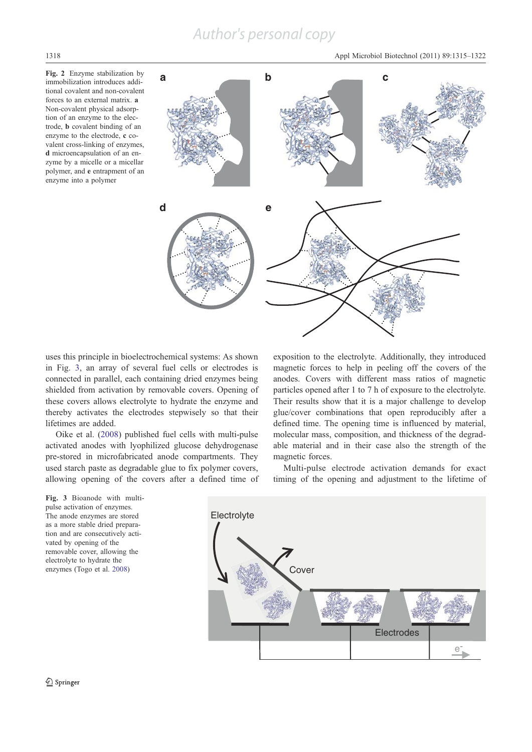**Fig. 2** Enzyme stabilization by immobilization introduces additional covalent and non-covalent forces to an external matrix. **a** Non-covalent physical adsorption of an enzyme to the electrode, **b** covalent binding of an enzyme to the electrode, **c** covalent cross-linking of enzymes, **d** microencapsulation of an enzyme by a micelle or a micellar polymer, and **e** entrapment of an enzyme into a polymer

uses this principle in bioelectrochemical systems: As shown in Fig. 3, an array of several fuel cells or electrodes is connected in parallel, each containing dried enzymes being shielded from activation by removable covers. Opening of these covers allows electrolyte to hydrate the enzyme and thereby activates the electrodes stepwisely so that their lifetimes are added.

Oike et al. (2008) published fuel cells with multi-pulse activated anodes with lyophilized glucose dehydrogenase pre-stored in microfabricated anode compartments. They used starch paste as degradable glue to fix polymer covers, allowing opening of the covers after a defined time of exposition to the electrolyte. Additionally, they introduced magnetic forces to help in peeling off the covers of the anodes. Covers with different mass ratios of magnetic particles opened after 1 to 7 h of exposure to the electrolyte. Their results show that it is a major challenge to develop glue/cover combinations that open reproducibly after a defined time. The opening time is influenced by material, molecular mass, composition, and thickness of the degradable material and in their case also the strength of the magnetic forces.

Multi-pulse electrode activation demands for exact timing of the opening and adjustment to the lifetime of

**Fig. 3** Bioanode with multi-pulse activation of enzymes. The anode enzymes are stored as a more stable dried preparation and are consecutively activated by opening of the removable cover, allowing the electrolyte to hydrate the enzymes (Togo et al. 2008)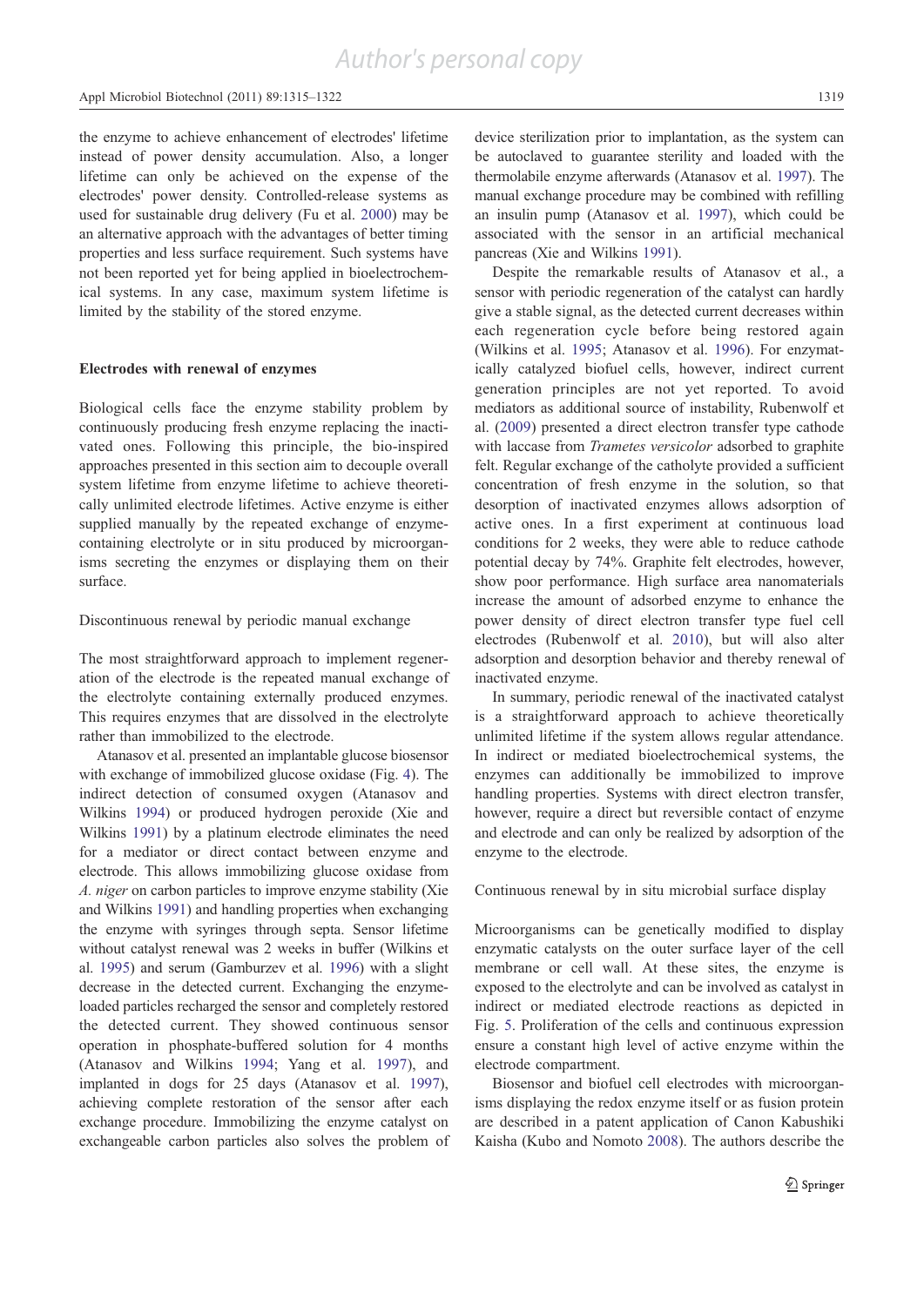the enzyme to achieve enhancement of electrodes' lifetime instead of power density accumulation. Also, a longer lifetime can only be achieved on the expense of the electrodes' power density. Controlled-release systems as used for sustainable drug delivery (Fu et al. 2000) may be an alternative approach with the advantages of better timing properties and less surface requirement. Such systems have not been reported yet for being applied in bioelectrochemical systems. In any case, maximum system lifetime is limited by the stability of the stored enzyme.

## Electrodes with renewal of enzymes

Biological cells face the enzyme stability problem by continuously producing fresh enzyme replacing the inactivated ones. Following this principle, the bio-inspired approaches presented in this section aim to decouple overall system lifetime from enzyme lifetime to achieve theoretically unlimited electrode lifetimes. Active enzyme is either supplied manually by the repeated exchange of enzyme-containing electrolyte or in situ produced by microorganisms secreting the enzymes or displaying them on their surface.

### Discontinuous renewal by periodic manual exchange

The most straightforward approach to implement regeneration of the electrode is the repeated manual exchange of the electrolyte containing externally produced enzymes. This requires enzymes that are dissolved in the electrolyte rather than immobilized to the electrode.

Atanasov et al. presented an implantable glucose biosensor with exchange of immobilized glucose oxidase (Fig. 4). The indirect detection of consumed oxygen (Atanasov and Wilkins 1994) or produced hydrogen peroxide (Xie and Wilkins 1991) by a platinum electrode eliminates the need for a mediator or direct contact between enzyme and electrode. This allows immobilizing glucose oxidase from *A. niger* on carbon particles to improve enzyme stability (Xie and Wilkins 1991) and handling properties when exchanging the enzyme with syringes through septa. Sensor lifetime without catalyst renewal was 2 weeks in buffer (Wilkins et al. 1995) and serum (Gamburzev et al. 1996) with a slight decrease in the detected current. Exchanging the enzyme-loaded particles recharged the sensor and completely restored the detected current. They showed continuous sensor operation in phosphate-buffered solution for 4 months (Atanasov and Wilkins 1994; Yang et al. 1997), and implanted in dogs for 25 days (Atanasov et al. 1997), achieving complete restoration of the sensor after each exchange procedure. Immobilizing the enzyme catalyst on exchangeable carbon particles also solves the problem of device sterilization prior to implantation, as the system can be autoclaved to guarantee sterility and loaded with the thermolabile enzyme afterwards (Atanasov et al. 1997). The manual exchange procedure may be combined with refilling an insulin pump (Atanasov et al. 1997), which could be associated with the sensor in an artificial mechanical pancreas (Xie and Wilkins 1991).

Despite the remarkable results of Atanasov et al., a sensor with periodic regeneration of the catalyst can hardly give a stable signal, as the detected current decreases within each regeneration cycle before being restored again (Wilkins et al. 1995; Atanasov et al. 1996). For enzymatically catalyzed biofuel cells, however, indirect current generation principles are not yet reported. To avoid mediators as additional source of instability, Rubenwolf et al. (2009) presented a direct electron transfer type cathode with laccase from *Trametes versicolor* adsorbed to graphite felt. Regular exchange of the catholyte provided a sufficient concentration of fresh enzyme in the solution, so that desorption of inactivated enzymes allows adsorption of active ones. In a first experiment at continuous load conditions for 2 weeks, they were able to reduce cathode potential decay by 74%. Graphite felt electrodes, however, show poor performance. High surface area nanomaterials increase the amount of adsorbed enzyme to enhance the power density of direct electron transfer type fuel cell electrodes (Rubenwolf et al. 2010), but will also alter adsorption and desorption behavior and thereby renewal of inactivated enzyme.

In summary, periodic renewal of the inactivated catalyst is a straightforward approach to achieve theoretically unlimited lifetime if the system allows regular attendance. In indirect or mediated bioelectrochemical systems, the enzymes can additionally be immobilized to improve handling properties. Systems with direct electron transfer, however, require a direct but reversible contact of enzyme and electrode and can only be realized by adsorption of the enzyme to the electrode.

### Continuous renewal by in situ microbial surface display

Microorganisms can be genetically modified to display enzymatic catalysts on the outer surface layer of the cell membrane or cell wall. At these sites, the enzyme is exposed to the electrolyte and can be involved as catalyst in indirect or mediated electrode reactions as depicted in Fig. 5. Proliferation of the cells and continuous expression ensure a constant high level of active enzyme within the electrode compartment.

Biosensor and biofuel cell electrodes with microorganisms displaying the redox enzyme itself or as fusion protein are described in a patent application of Canon Kabushiki Kaisha (Kubo and Nomoto 2008). The authors describe the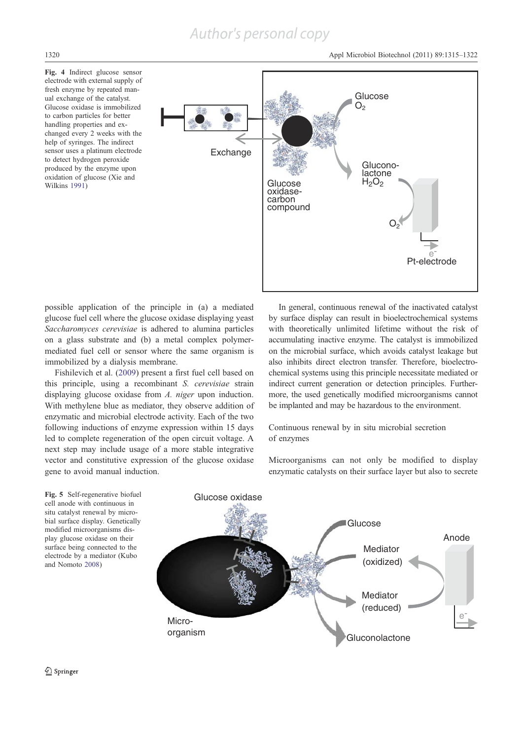**Fig. 4** Indirect glucose sensor electrode with external supply of fresh enzyme by repeated manual exchange of the catalyst. Glucose oxidase is immobilized to carbon particles for better handling properties and exchanged every 2 weeks with the help of syringes. The indirect sensor uses a platinum electrode to detect hydrogen peroxide produced by the enzyme upon oxidation of glucose (Xie and Wilkins 1991)

possible application of the principle in (a) a mediated glucose fuel cell where the glucose oxidase displaying yeast *Saccharomyces cerevisiae* is adhered to alumina particles on a glass substrate and (b) a metal complex polymer-mediated fuel cell or sensor where the same organism is immobilized by a dialysis membrane.

Fishilevich et al. (2009) present a first fuel cell based on this principle, using a recombinant *S. cerevisiae* strain displaying glucose oxidase from *A. niger* upon induction. With methylene blue as mediator, they observe addition of enzymatic and microbial electrode activity. Each of the two following inductions of enzyme expression within 15 days led to complete regeneration of the open circuit voltage. A next step may include usage of a more stable integrative vector and constitutive expression of the glucose oxidase gene to avoid manual induction.

In general, continuous renewal of the inactivated catalyst by surface display can result in bioelectrochemical systems with theoretically unlimited lifetime without the risk of accumulating inactive enzyme. The catalyst is immobilized on the microbial surface, which avoids catalyst leakage but also inhibits direct electron transfer. Therefore, bioelectrochemical systems using this principle necessitate mediated or indirect current generation or detection principles. Furthermore, the used genetically modified microorganisms cannot be implanted and may be hazardous to the environment.

## Continuous renewal by in situ microbial secretion of enzymes

Microorganisms can not only be modified to display enzymatic catalysts on their surface layer but also to secrete

**Fig. 5** Self-regenerative biofuel cell anode with continuous in situ catalyst renewal by microbial surface display. Genetically modified microorganisms display glucose oxidase on their surface being connected to the electrode by a mediator (Kubo and Nomoto 2008)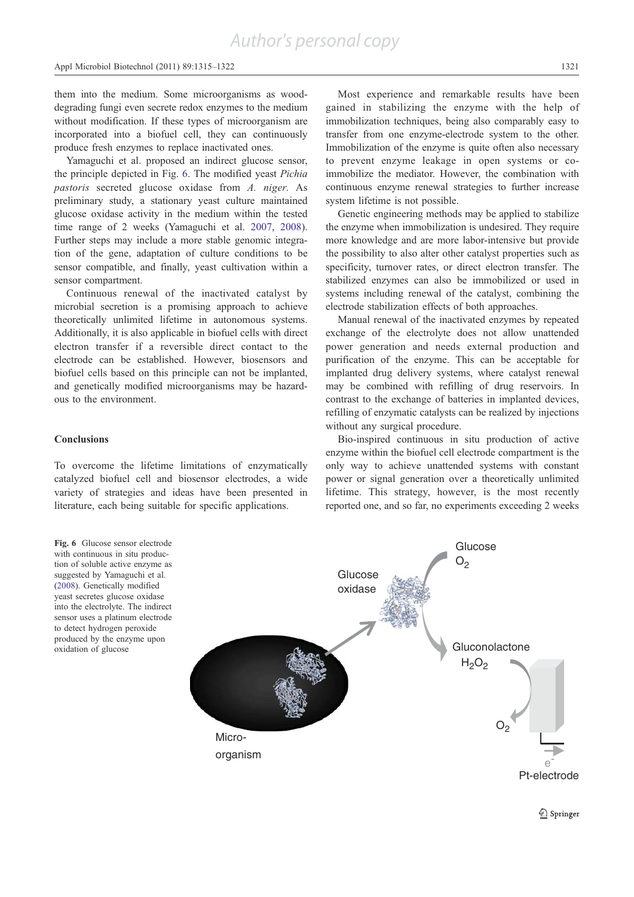them into the medium. Some microorganisms as wood-degrading fungi even secrete redox enzymes to the medium without modification. If these types of microorganism are incorporated into a biofuel cell, they can continuously produce fresh enzymes to replace inactivated ones.

Yamaguchi et al. proposed an indirect glucose sensor, the principle depicted in Fig. 6. The modified yeast *Pichia pastoris* secreted glucose oxidase from *A. niger*. As preliminary study, a stationary yeast culture maintained glucose oxidase activity in the medium within the tested time range of 2 weeks (Yamaguchi et al. 2007, 2008). Further steps may include a more stable genomic integration of the gene, adaptation of culture conditions to be sensor compatible, and finally, yeast cultivation within a sensor compartment.

Continuous renewal of the inactivated catalyst by microbial secretion is a promising approach to achieve theoretically unlimited lifetime in autonomous systems. Additionally, it is also applicable in biofuel cells with direct electron transfer if a reversible direct contact to the electrode can be established. However, biosensors and biofuel cells based on this principle can not be implanted, and genetically modified microorganisms may be hazardous to the environment.

## Conclusions

To overcome the lifetime limitations of enzymatically catalyzed biofuel cell and biosensor electrodes, a wide variety of strategies and ideas have been presented in literature, each being suitable for specific applications.

Most experience and remarkable results have been gained in stabilizing the enzyme with the help of immobilization techniques, being also comparably easy to transfer from one enzyme-electrode system to the other. Immobilization of the enzyme is quite often also necessary to prevent enzyme leakage in open systems or co-immobilize the mediator. However, the combination with continuous enzyme renewal strategies to further increase system lifetime is not possible.

Genetic engineering methods may be applied to stabilize the enzyme when immobilization is undesired. They require more knowledge and are more labor-intensive but provide the possibility to also alter other catalyst properties such as specificity, turnover rates, or direct electron transfer. The stabilized enzymes can also be immobilized or used in systems including renewal of the catalyst, combining the electrode stabilization effects of both approaches.

Manual renewal of the inactivated enzymes by repeated exchange of the electrolyte does not allow unattended power generation and needs external production and purification of the enzyme. This can be acceptable for implanted drug delivery systems, where catalyst renewal may be combined with refilling of drug reservoirs. In contrast to the exchange of batteries in implanted devices, refilling of enzymatic catalysts can be realized by injections without any surgical procedure.

Bio-inspired continuous in situ production of active enzyme within the biofuel cell electrode compartment is the only way to achieve unattended systems with constant power or signal generation over a theoretically unlimited lifetime. This strategy, however, is the most recently reported one, and so far, no experiments exceeding 2 weeks

**Fig. 6** Glucose sensor electrode with continuous in situ production of soluble active enzyme as suggested by Yamaguchi et al. (2008). Genetically modified yeast secretes glucose oxidase into the electrolyte. The indirect sensor uses a platinum electrode to detect hydrogen peroxide produced by the enzyme upon oxidation of glucose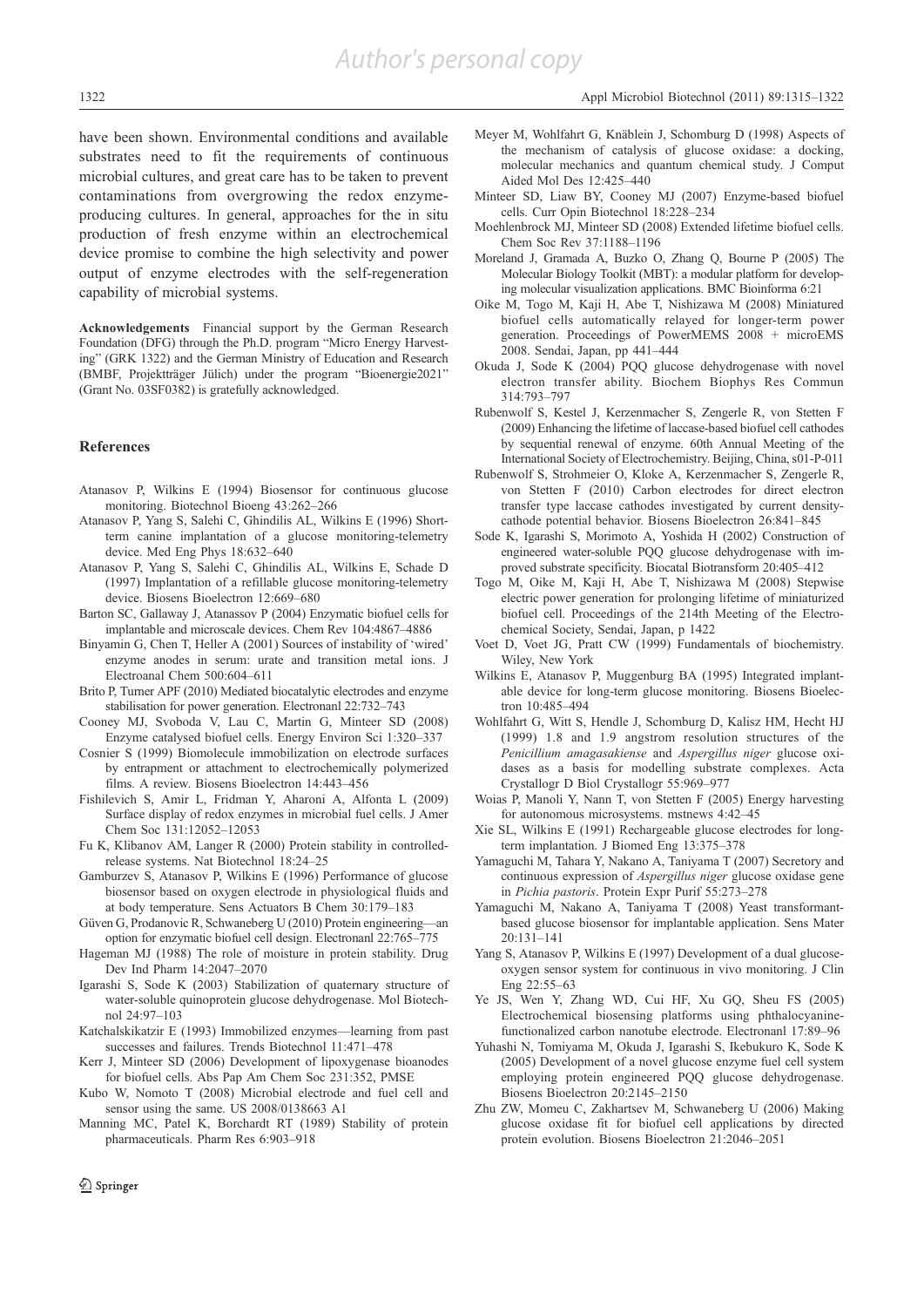have been shown. Environmental conditions and available substrates need to fit the requirements of continuous microbial cultures, and great care has to be taken to prevent contaminations from overgrowing the redox enzyme-producing cultures. In general, approaches for the in situ production of fresh enzyme within an electrochemical device promise to combine the high selectivity and power output of enzyme electrodes with the self-regeneration capability of microbial systems.

**Acknowledgements** Financial support by the German Research Foundation (DFG) through the Ph.D. program "Micro Energy Harvesting" (GRK 1322) and the German Ministry of Education and Research (BMBF, Projektträger Jülich) under the program "Bioenergie2021" (Grant No. 03SF0382) is gratefully acknowledged.

## References

Atanasov P, Wilkins E (1994) Biosensor for continuous glucose monitoring. Biotechnol Bioeng 43:262–266

Atanasov P, Yang S, Salehi C, Ghindilis AL, Wilkins E (1996) Short-term canine implantation of a glucose monitoring-telemetry device. Med Eng Phys 18:632–640

Atanasov P, Yang S, Salehi C, Ghindilis AL, Wilkins E, Schade D (1997) Implantation of a refillable glucose monitoring-telemetry device. Biosens Bioelectron 12:669–680

Barton SC, Gallaway J, Atanassov P (2004) Enzymatic biofuel cells for implantable and microscale devices. Chem Rev 104:4867–4886

Binyamin G, Chen T, Heller A (2001) Sources of instability of 'wired' enzyme anodes in serum: urate and transition metal ions. J Electroanal Chem 500:604–611

Brito P, Turner APF (2010) Mediated biocatalytic electrodes and enzyme stabilisation for power generation. Electronanl 22:732–743

Cooney MJ, Svoboda V, Lau C, Martin G, Minteer SD (2008) Enzyme catalysed biofuel cells. Energy Environ Sci 1:320–337

Cosnier S (1999) Biomolecule immobilization on electrode surfaces by entrapment or attachment to electrochemically polymerized films. A review. Biosens Bioelectron 14:443–456

Fishilevich S, Amir L, Fridman Y, Aharoni A, Alfonta L (2009) Surface display of redox enzymes in microbial fuel cells. J Amer Chem Soc 131:12052–12053

Fu K, Klibanov AM, Langer R (2000) Protein stability in controlled-release systems. Nat Biotechnol 18:24–25

Gamburzev S, Atanasov P, Wilkins E (1996) Performance of glucose biosensor based on oxygen electrode in physiological fluids and at body temperature. Sens Actuators B Chem 30:179–183

Güven G, Prodanovic R, Schwaneberg U (2010) Protein engineering—an option for enzymatic biofuel cell design. Electronanl 22:765–775

Hageman MJ (1988) The role of moisture in protein stability. Drug Dev Ind Pharm 14:2047–2070

Igarashi S, Sode K (2003) Stabilization of quaternary structure of water-soluble quinoprotein glucose dehydrogenase. Mol Biotechnol 24:97–103

Katchalskikatzir E (1993) Immobilized enzymes—learning from past successes and failures. Trends Biotechnol 11:471–478

Kerr J, Minteer SD (2006) Development of lipoxygenase bioanodes for biofuel cells. Abs Pap Am Chem Soc 231:352, PMSE

Kubo W, Nomoto T (2008) Microbial electrode and fuel cell and sensor using the same. US 2008/0138663 A1

Manning MC, Patel K, Borchardt RT (1989) Stability of protein pharmaceuticals. Pharm Res 6:903–918

Meyer M, Wohlfahrt G, Knäblein J, Schomburg D (1998) Aspects of the mechanism of catalysis of glucose oxidase: a docking, molecular mechanics and quantum chemical study. J Comput Aided Mol Des 12:425–440

Minteer SD, Liaw BY, Cooney MJ (2007) Enzyme-based biofuel cells. Curr Opin Biotechnol 18:228–234

Moehlenbrock MJ, Minteer SD (2008) Extended lifetime biofuel cells. Chem Soc Rev 37:1188–1196

Moreland J, Gramada A, Buzko O, Zhang Q, Bourne P (2005) The Molecular Biology Toolkit (MBT): a modular platform for developing molecular visualization applications. BMC Bioinforma 6:21

Oike M, Togo M, Kaji H, Abe T, Nishizawa M (2008) Miniatured biofuel cells automatically relayed for longer-term power generation. Proceedings of PowerMEMS 2008 + microEMS 2008. Sendai, Japan, pp 441–444

Okuda J, Sode K (2004) PQQ glucose dehydrogenase with novel electron transfer ability. Biochem Biophys Res Commun 314:793–797

Rubenwolf S, Kestel J, Kerzenmacher S, Zengerle R, von Stetten F (2009) Enhancing the lifetime of laccase-based biofuel cell cathodes by sequential renewal of enzyme. 60th Annual Meeting of the International Society of Electrochemistry. Beijing, China, s01-P-011

Rubenwolf S, Strohmeier O, Kloke A, Kerzenmacher S, Zengerle R, von Stetten F (2010) Carbon electrodes for direct electron transfer type laccase cathodes investigated by current density-cathode potential behavior. Biosens Bioelectron 26:841–845

Sode K, Igarashi S, Morimoto A, Yoshida H (2002) Construction of engineered water-soluble PQQ glucose dehydrogenase with improved substrate specificity. Biocatal Biotransform 20:405–412

Togo M, Oike M, Kaji H, Abe T, Nishizawa M (2008) Stepwise electric power generation for prolonging lifetime of miniaturized biofuel cell. Proceedings of the 214th Meeting of the Electrochemical Society, Sendai, Japan, p 1422

Voet D, Voet JG, Pratt CW (1999) Fundamentals of biochemistry. Wiley, New York

Wilkins E, Atanasov P, Muggenburg BA (1995) Integrated implantable device for long-term glucose monitoring. Biosens Bioelectron 10:485–494

Wohlfahrt G, Witt S, Hendle J, Schomburg D, Kalisz HM, Hecht HJ (1999) 1.8 and 1.9 angstrom resolution structures of the *Penicillium amagasakiense* and *Aspergillus niger* glucose oxidases as a basis for modelling substrate complexes. Acta Crystallogr D Biol Crystallogr 55:969–977

Woias P, Manoli Y, Nann T, von Stetten F (2005) Energy harvesting for autonomous microsystems. mstnews 4:42–45

Xie SL, Wilkins E (1991) Rechargeable glucose electrodes for long-term implantation. J Biomed Eng 13:375–378

Yamaguchi M, Tahara Y, Nakano A, Taniyama T (2007) Secretory and continuous expression of *Aspergillus niger* glucose oxidase gene in *Pichia pastoris*. Protein Expr Purif 55:273–278

Yamaguchi M, Nakano A, Taniyama T (2008) Yeast transformant-based glucose biosensor for implantable application. Sens Mater 20:131–141

Yang S, Atanasov P, Wilkins E (1997) Development of a dual glucose-oxygen sensor system for continuous in vivo monitoring. J Clin Eng 22:55–63

Ye JS, Wen Y, Zhang WD, Cui HF, Xu GQ, Sheu FS (2005) Electrochemical biosensing platforms using phthalocyanine-functionalized carbon nanotube electrode. Electronanl 17:89–96

Yuhashi N, Tomiyama M, Okuda J, Igarashi S, Ikebukuro K, Sode K (2005) Development of a novel glucose enzyme fuel cell system employing protein engineered PQQ glucose dehydrogenase. Biosens Bioelectron 20:2145–2150

Zhu ZW, Momeu C, Zakhartsev M, Schwaneberg U (2006) Making glucose oxidase fit for biofuel cell applications by directed protein evolution. Biosens Bioelectron 21:2046–2051